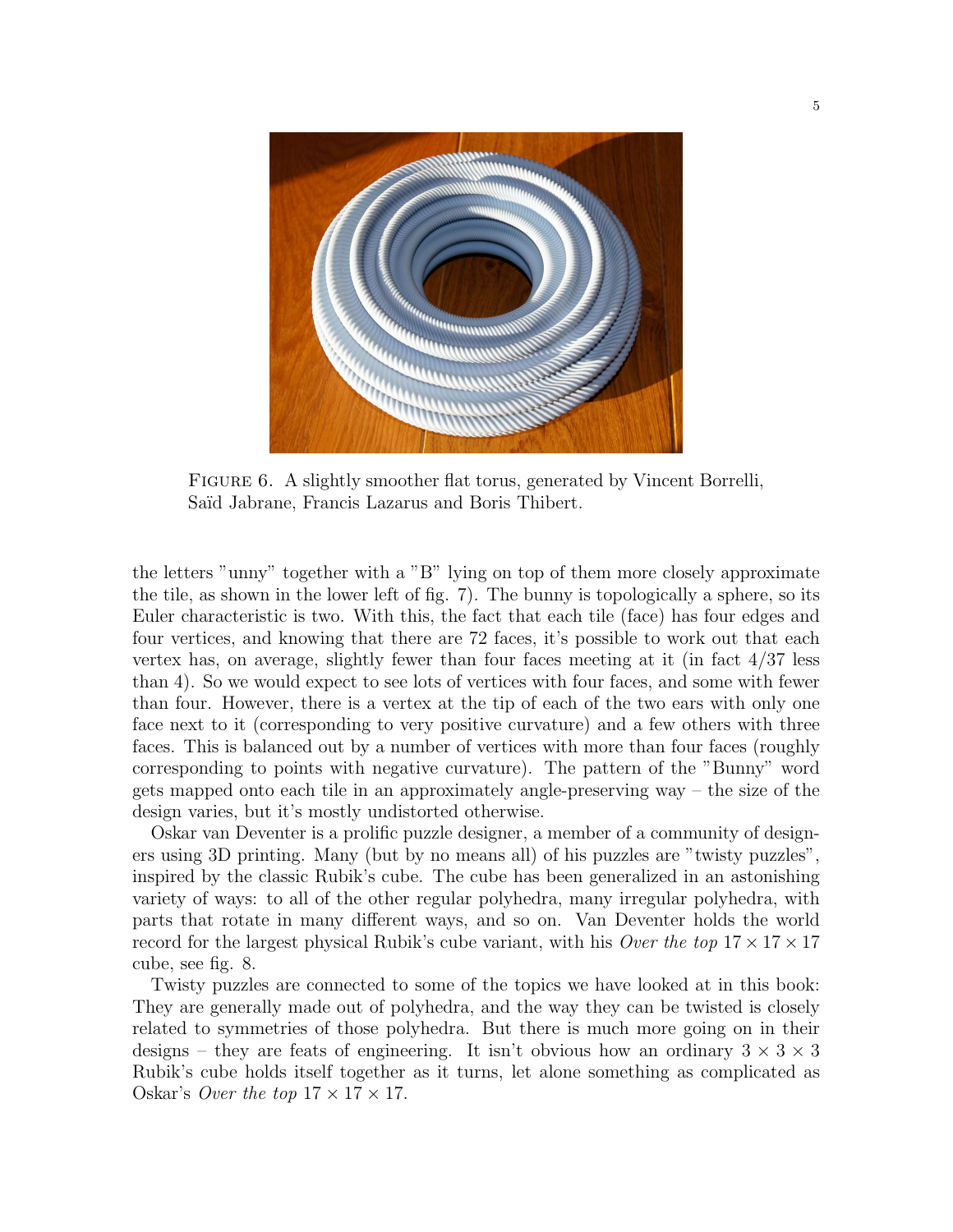FIGURE 6. A slightly smoother flat torus, generated by Vincent Borrelli, Saïd Jabrane, Francis Lazarus and Boris Thibert.

the letters "unny" together with a "B" lying on top of them more closely approximate the tile, as shown in the lower left of fig. 7). The bunny is topologically a sphere, so its Euler characteristic is two. With this, the fact that each tile (face) has four edges and four vertices, and knowing that there are 72 faces, it's possible to work out that each vertex has, on average, slightly fewer than four faces meeting at it (in fact $4/37$ less than 4). So we would expect to see lots of vertices with four faces, and some with fewer than four. However, there is a vertex at the tip of each of the two ears with only one face next to it (corresponding to very positive curvature) and a few others with three faces. This is balanced out by a number of vertices with more than four faces (roughly corresponding to points with negative curvature). The pattern of the "Bunny" word gets mapped onto each tile in an approximately angle-preserving way – the size of the design varies, but it's mostly undistorted otherwise.

Oskar van Deventer is a prolific puzzle designer, a member of a community of designers using 3D printing. Many (but by no means all) of his puzzles are "twisty puzzles", inspired by the classic Rubik's cube. The cube has been generalized in an astonishing variety of ways: to all of the other regular polyhedra, many irregular polyhedra, with parts that rotate in many different ways, and so on. Van Deventer holds the world record for the largest physical Rubik's cube variant, with his *Over the top* $17 \times 17 \times 17$ cube, see fig. 8.

Twisty puzzles are connected to some of the topics we have looked at in this book: They are generally made out of polyhedra, and the way they can be twisted is closely related to symmetries of those polyhedra. But there is much more going on in their designs – they are feats of engineering. It isn't obvious how an ordinary $3 \times 3 \times 3$ Rubik's cube holds itself together as it turns, let alone something as complicated as Oskar's *Over the top* $17 \times 17 \times 17$.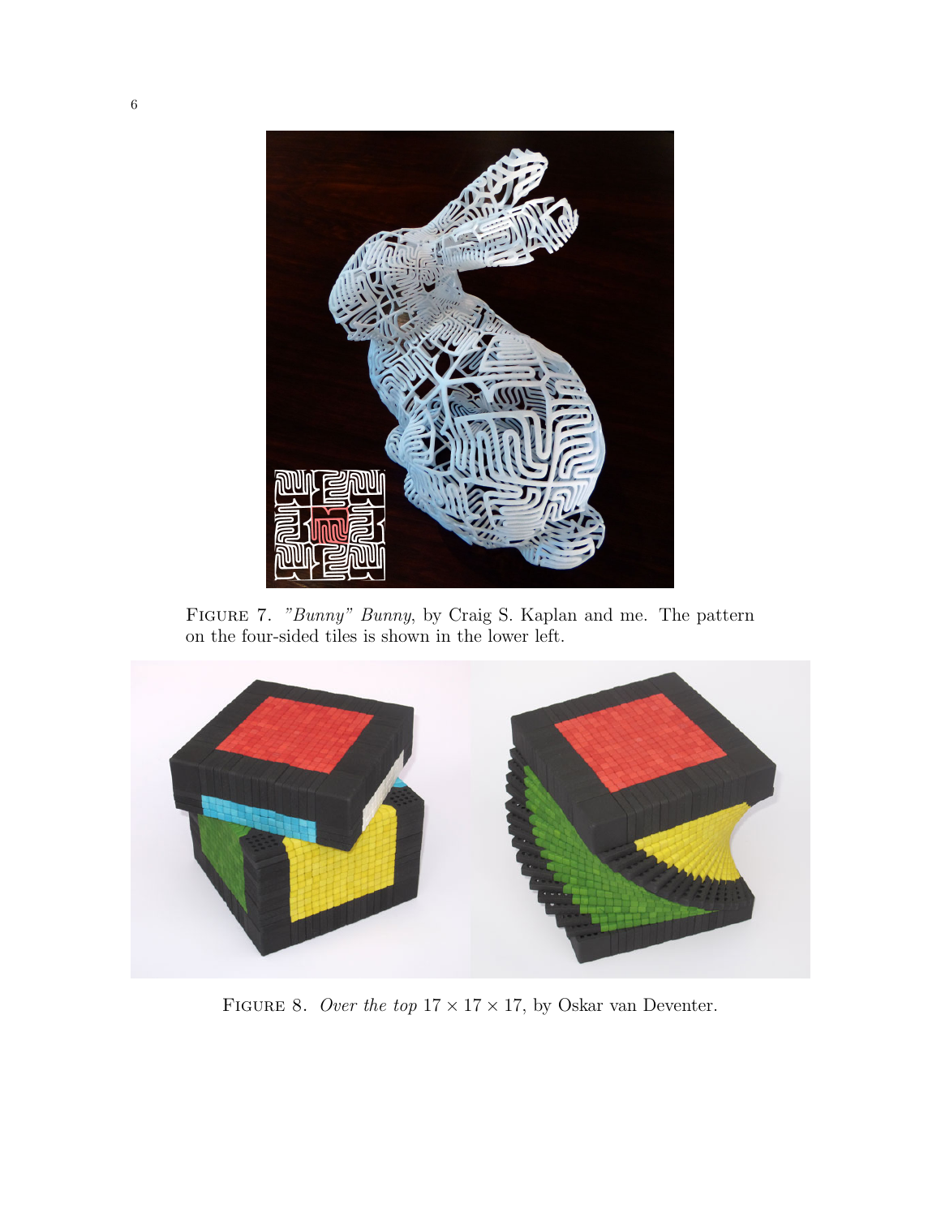Figure 7. *"Bunny" Bunny*, by Craig S. Kaplan and me. The pattern on the four-sided tiles is shown in the lower left.

Figure 8. *Over the top* $17 \times 17 \times 17$, by Oskar van Deventer.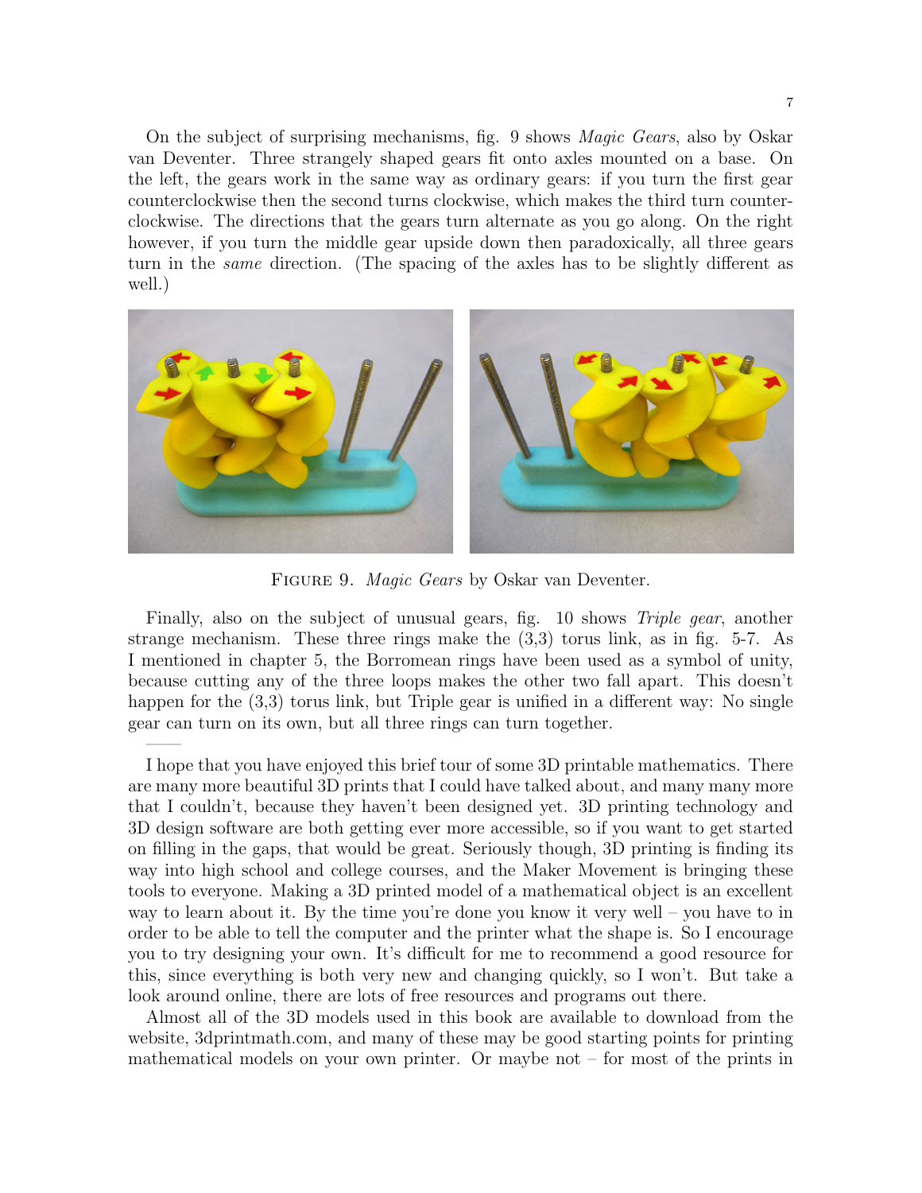On the subject of surprising mechanisms, fig. 9 shows *Magic Gears*, also by Oskar van Deventer. Three strangely shaped gears fit onto axles mounted on a base. On the left, the gears work in the same way as ordinary gears: if you turn the first gear counterclockwise then the second turns clockwise, which makes the third turn counterclockwise. The directions that the gears turn alternate as you go along. On the right however, if you turn the middle gear upside down then paradoxically, all three gears turn in the *same* direction. (The spacing of the axles has to be slightly different as well.)

FIGURE 9. *Magic Gears* by Oskar van Deventer.

Finally, also on the subject of unusual gears, fig. 10 shows *Triple gear*, another strange mechanism. These three rings make the (3,3) torus link, as in fig. 5-7. As I mentioned in chapter 5, the Borromean rings have been used as a symbol of unity, because cutting any of the three loops makes the other two fall apart. This doesn't happen for the (3,3) torus link, but Triple gear is unified in a different way: No single gear can turn on its own, but all three rings can turn together.

---

I hope that you have enjoyed this brief tour of some 3D printable mathematics. There are many more beautiful 3D prints that I could have talked about, and many many more that I couldn't, because they haven't been designed yet. 3D printing technology and 3D design software are both getting ever more accessible, so if you want to get started on filling in the gaps, that would be great. Seriously though, 3D printing is finding its way into high school and college courses, and the Maker Movement is bringing these tools to everyone. Making a 3D printed model of a mathematical object is an excellent way to learn about it. By the time you're done you know it very well – you have to in order to be able to tell the computer and the printer what the shape is. So I encourage you to try designing your own. It's difficult for me to recommend a good resource for this, since everything is both very new and changing quickly, so I won't. But take a look around online, there are lots of free resources and programs out there.

Almost all of the 3D models used in this book are available to download from the website, 3dprintmath.com, and many of these may be good starting points for printing mathematical models on your own printer. Or maybe not – for most of the prints in